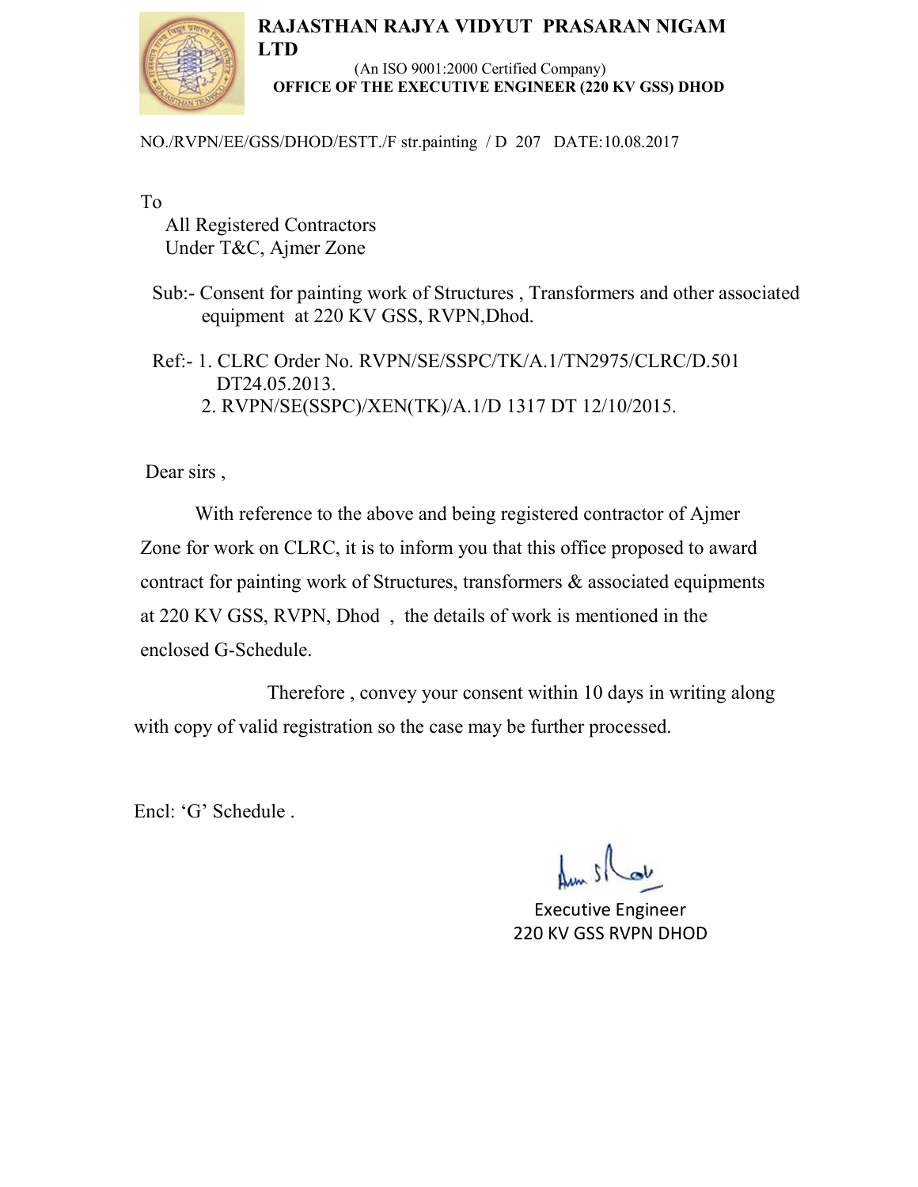# RAJASTHAN RAJYA VIDYUT PRASARAN NIGAM LTD

(An ISO 9001:2000 Certified Company)

**OFFICE OF THE EXECUTIVE ENGINEER (220 KV GSS) DHOD**

NO./RVPN/EE/GSS/DHOD/ESTT./F str.painting / D 207 DATE:10.08.2017

To

All Registered Contractors
Under T&C, Ajmer Zone

Sub:- Consent for painting work of Structures , Transformers and other associated equipment at 220 KV GSS, RVPN,Dhod.

Ref:- 1. CLRC Order No. RVPN/SE/SSPC/TK/A.1/TN2975/CLRC/D.501 DT24.05.2013.
2. RVPN/SE(SSPC)/XEN(TK)/A.1/D 1317 DT 12/10/2015.

Dear sirs ,

With reference to the above and being registered contractor of Ajmer Zone for work on CLRC, it is to inform you that this office proposed to award contract for painting work of Structures, transformers & associated equipments at 220 KV GSS, RVPN, Dhod , the details of work is mentioned in the enclosed G-Schedule.

Therefore , convey your consent within 10 days in writing along with copy of valid registration so the case may be further processed.

Encl: 'G' Schedule .

Executive Engineer
220 KV GSS RVPN DHOD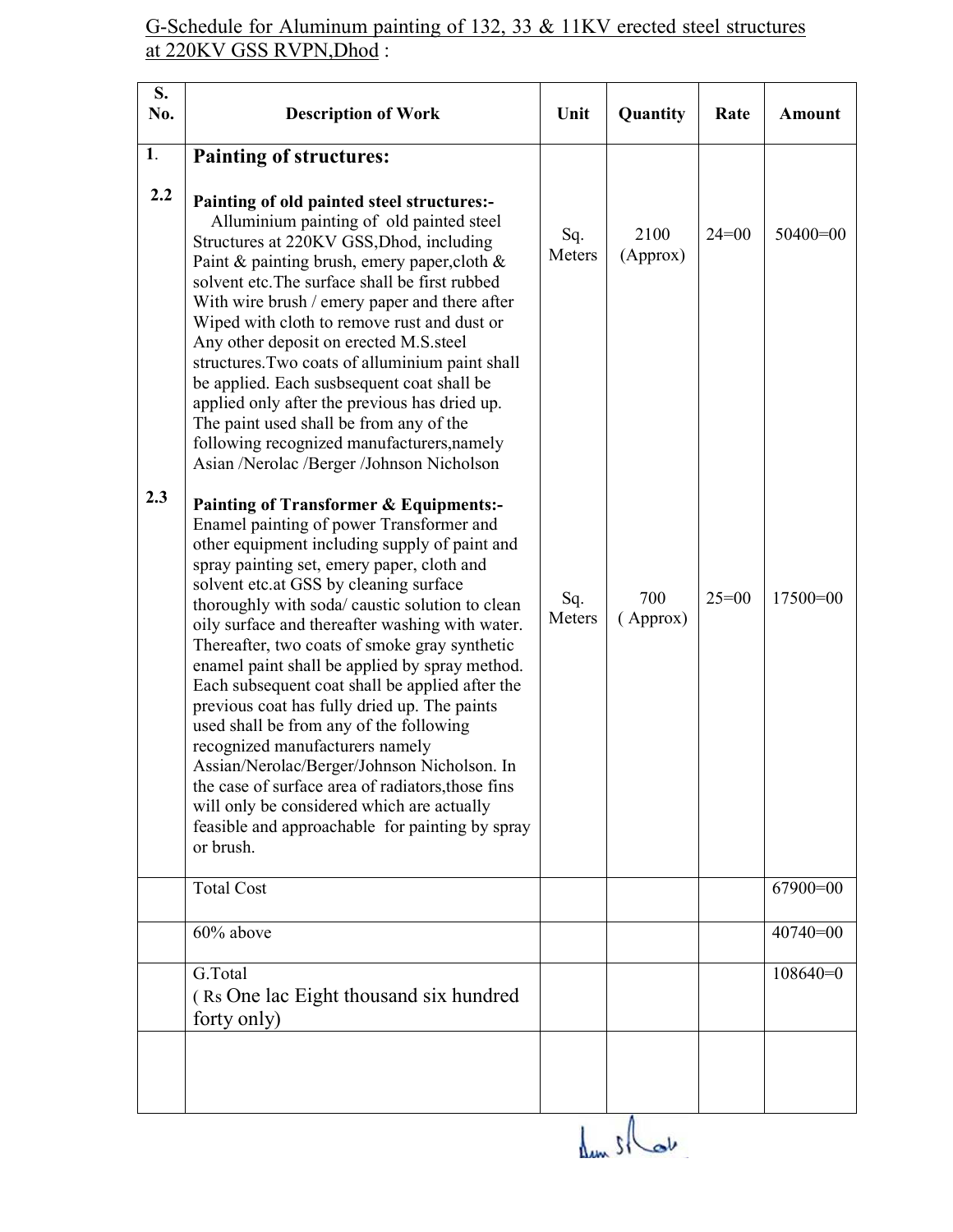G-Schedule for Aluminum painting of 132, 33 & 11KV erected steel structures at 220KV GSS RVPN,Dhod :

| S. No. | Description of Work | Unit | Quantity | Rate | Amount |
|---|---|---|---|---|---|
| 1. | **Painting of structures:** | | | | |
| 2.2 | **Painting of old painted steel structures:-** Alluminium painting of old painted steel Structures at 220KV GSS,Dhod, including Paint & painting brush, emery paper,cloth & solvent etc.The surface shall be first rubbed With wire brush / emery paper and there after Wiped with cloth to remove rust and dust or Any other deposit on erected M.S.steel structures.Two coats of alluminium paint shall be applied. Each susbsequent coat shall be applied only after the previous has dried up. The paint used shall be from any of the following recognized manufacturers,namely Asian /Nerolac /Berger /Johnson Nicholson | Sq. Meters | 2100 (Approx) | 24=00 | 50400=00 |
| 2.3 | **Painting of Transformer & Equipments:-** Enamel painting of power Transformer and other equipment including supply of paint and spray painting set, emery paper, cloth and solvent etc.at GSS by cleaning surface thoroughly with soda/ caustic solution to clean oily surface and thereafter washing with water. Thereafter, two coats of smoke gray synthetic enamel paint shall be applied by spray method. Each subsequent coat shall be applied after the previous coat has fully dried up. The paints used shall be from any of the following recognized manufacturers namely Assian/Nerolac/Berger/Johnson Nicholson. In the case of surface area of radiators,those fins will only be considered which are actually feasible and approachable for painting by spray or brush. | Sq. Meters | 700 ( Approx) | 25=00 | 17500=00 |
| | Total Cost | | | | 67900=00 |
| | 60% above | | | | 40740=00 |
| | G.Total ( Rs One lac Eight thousand six hundred forty only) | | | | 108640=0 |
| | | | | | |